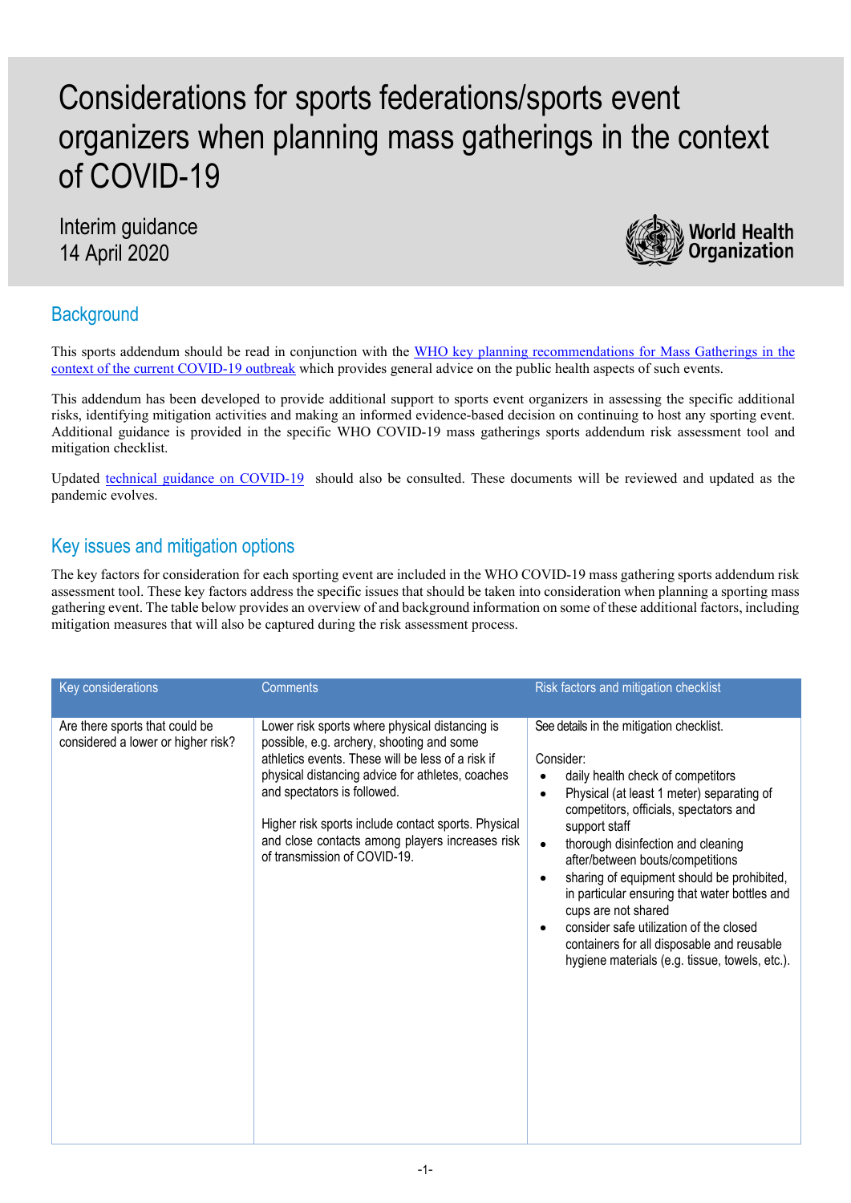# Considerations for sports federations/sports event organizers when planning mass gatherings in the context of COVID-19

Interim guidance
14 April 2020

World Health Organization

## Background

This sports addendum should be read in conjunction with the WHO key planning recommendations for Mass Gatherings in the context of the current COVID-19 outbreak which provides general advice on the public health aspects of such events.

This addendum has been developed to provide additional support to sports event organizers in assessing the specific additional risks, identifying mitigation activities and making an informed evidence-based decision on continuing to host any sporting event. Additional guidance is provided in the specific WHO COVID-19 mass gatherings sports addendum risk assessment tool and mitigation checklist.

Updated technical guidance on COVID-19 should also be consulted. These documents will be reviewed and updated as the pandemic evolves.

## Key issues and mitigation options

The key factors for consideration for each sporting event are included in the WHO COVID-19 mass gathering sports addendum risk assessment tool. These key factors address the specific issues that should be taken into consideration when planning a sporting mass gathering event. The table below provides an overview of and background information on some of these additional factors, including mitigation measures that will also be captured during the risk assessment process.

| Key considerations | Comments | Risk factors and mitigation checklist |
| --- | --- | --- |
| Are there sports that could be considered a lower or higher risk? | Lower risk sports where physical distancing is possible, e.g. archery, shooting and some athletics events. These will be less of a risk if physical distancing advice for athletes, coaches and spectators is followed.<br><br>Higher risk sports include contact sports. Physical and close contacts among players increases risk of transmission of COVID-19. | See details in the mitigation checklist.<br><br>Consider:<br>• daily health check of competitors<br>• Physical (at least 1 meter) separating of competitors, officials, spectators and support staff<br>• thorough disinfection and cleaning after/between bouts/competitions<br>• sharing of equipment should be prohibited, in particular ensuring that water bottles and cups are not shared<br>• consider safe utilization of the closed containers for all disposable and reusable hygiene materials (e.g. tissue, towels, etc.). |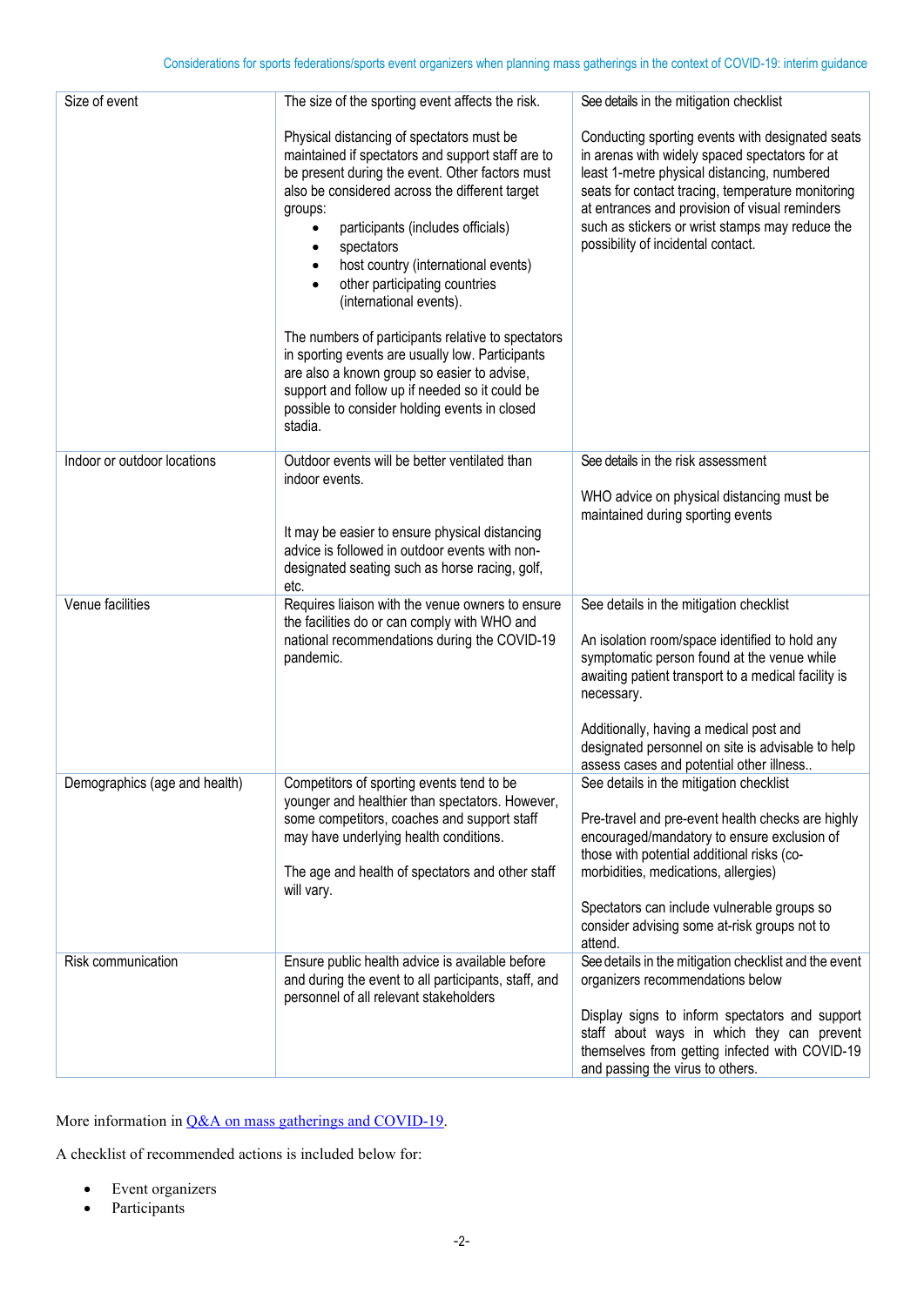| Size of event | The size of the sporting event affects the risk.<br><br>Physical distancing of spectators must be maintained if spectators and support staff are to be present during the event. Other factors must also be considered across the different target groups:<br>• participants (includes officials)<br>• spectators<br>• host country (international events)<br>• other participating countries (international events).<br><br>The numbers of participants relative to spectators in sporting events are usually low. Participants are also a known group so easier to advise, support and follow up if needed so it could be possible to consider holding events in closed stadia. | See details in the mitigation checklist<br><br>Conducting sporting events with designated seats in arenas with widely spaced spectators for at least 1-metre physical distancing, numbered seats for contact tracing, temperature monitoring at entrances and provision of visual reminders such as stickers or wrist stamps may reduce the possibility of incidental contact. |
|---|---|---|
| Indoor or outdoor locations | Outdoor events will be better ventilated than indoor events.<br><br>It may be easier to ensure physical distancing advice is followed in outdoor events with non-designated seating such as horse racing, golf, etc. | See details in the risk assessment<br><br>WHO advice on physical distancing must be maintained during sporting events |
| Venue facilities | Requires liaison with the venue owners to ensure the facilities do or can comply with WHO and national recommendations during the COVID-19 pandemic. | See details in the mitigation checklist<br><br>An isolation room/space identified to hold any symptomatic person found at the venue while awaiting patient transport to a medical facility is necessary.<br><br>Additionally, having a medical post and designated personnel on site is advisable to help assess cases and potential other illness.. |
| Demographics (age and health) | Competitors of sporting events tend to be younger and healthier than spectators. However, some competitors, coaches and support staff may have underlying health conditions.<br><br>The age and health of spectators and other staff will vary. | See details in the mitigation checklist<br><br>Pre-travel and pre-event health checks are highly encouraged/mandatory to ensure exclusion of those with potential additional risks (co-morbidities, medications, allergies)<br><br>Spectators can include vulnerable groups so consider advising some at-risk groups not to attend. |
| Risk communication | Ensure public health advice is available before and during the event to all participants, staff, and personnel of all relevant stakeholders | See details in the mitigation checklist and the event organizers recommendations below<br><br>Display signs to inform spectators and support staff about ways in which they can prevent themselves from getting infected with COVID-19 and passing the virus to others. |

More information in [Q&A on mass gatherings and COVID-19](https://www.who.int/).

A checklist of recommended actions is included below for:

- Event organizers
- Participants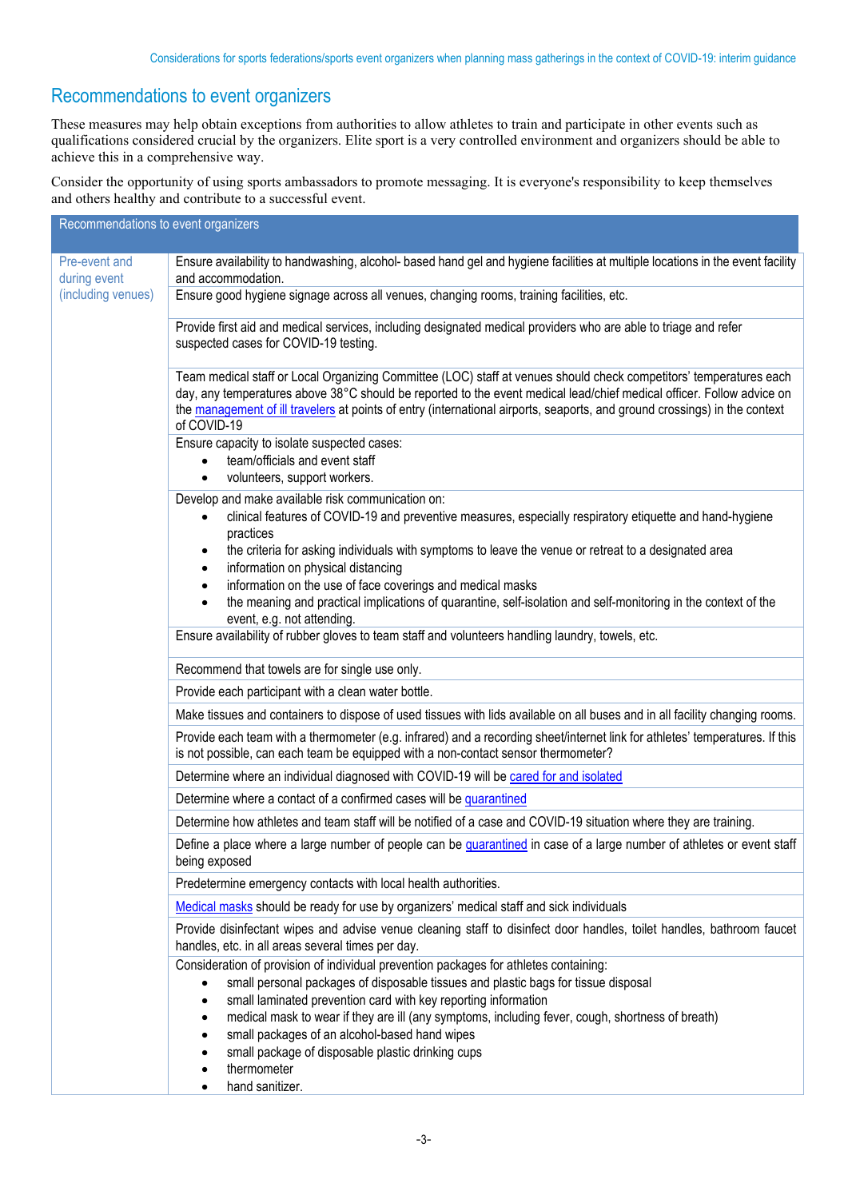## Recommendations to event organizers

These measures may help obtain exceptions from authorities to allow athletes to train and participate in other events such as qualifications considered crucial by the organizers. Elite sport is a very controlled environment and organizers should be able to achieve this in a comprehensive way.

Consider the opportunity of using sports ambassadors to promote messaging. It is everyone's responsibility to keep themselves and others healthy and contribute to a successful event.

| Recommendations to event organizers | |
|---|---|
| Pre-event and during event (including venues) | Ensure availability to handwashing, alcohol- based hand gel and hygiene facilities at multiple locations in the event facility and accommodation. |
| | Ensure good hygiene signage across all venues, changing rooms, training facilities, etc. |
| | Provide first aid and medical services, including designated medical providers who are able to triage and refer suspected cases for COVID-19 testing. |
| | Team medical staff or Local Organizing Committee (LOC) staff at venues should check competitors' temperatures each day, any temperatures above 38°C should be reported to the event medical lead/chief medical officer. Follow advice on the management of ill travelers at points of entry (international airports, seaports, and ground crossings) in the context of COVID-19 |
| | Ensure capacity to isolate suspected cases:<br>• team/officials and event staff<br>• volunteers, support workers. |
| | Develop and make available risk communication on:<br>• clinical features of COVID-19 and preventive measures, especially respiratory etiquette and hand-hygiene practices<br>• the criteria for asking individuals with symptoms to leave the venue or retreat to a designated area<br>• information on physical distancing<br>• information on the use of face coverings and medical masks<br>• the meaning and practical implications of quarantine, self-isolation and self-monitoring in the context of the event, e.g. not attending. |
| | Ensure availability of rubber gloves to team staff and volunteers handling laundry, towels, etc. |
| | Recommend that towels are for single use only. |
| | Provide each participant with a clean water bottle. |
| | Make tissues and containers to dispose of used tissues with lids available on all buses and in all facility changing rooms. |
| | Provide each team with a thermometer (e.g. infrared) and a recording sheet/internet link for athletes' temperatures. If this is not possible, can each team be equipped with a non-contact sensor thermometer? |
| | Determine where an individual diagnosed with COVID-19 will be cared for and isolated |
| | Determine where a contact of a confirmed cases will be quarantined |
| | Determine how athletes and team staff will be notified of a case and COVID-19 situation where they are training. |
| | Define a place where a large number of people can be quarantined in case of a large number of athletes or event staff being exposed |
| | Predetermine emergency contacts with local health authorities. |
| | Medical masks should be ready for use by organizers' medical staff and sick individuals |
| | Provide disinfectant wipes and advise venue cleaning staff to disinfect door handles, toilet handles, bathroom faucet handles, etc. in all areas several times per day. |
| | Consideration of provision of individual prevention packages for athletes containing:<br>• small personal packages of disposable tissues and plastic bags for tissue disposal<br>• small laminated prevention card with key reporting information<br>• medical mask to wear if they are ill (any symptoms, including fever, cough, shortness of breath)<br>• small packages of an alcohol-based hand wipes<br>• small package of disposable plastic drinking cups<br>• thermometer<br>• hand sanitizer. |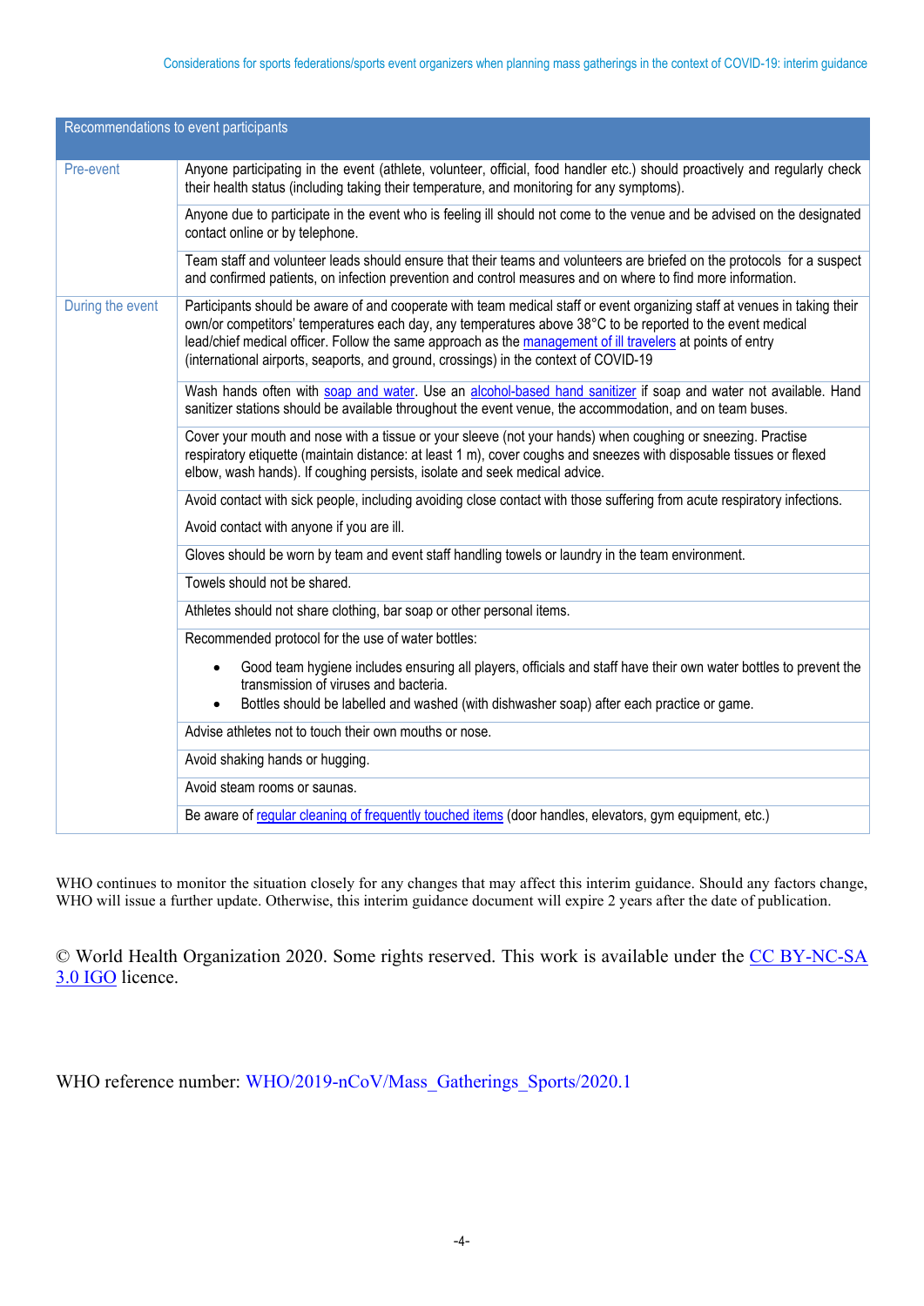| Recommendations to event participants | |
|---|---|
| Pre-event | Anyone participating in the event (athlete, volunteer, official, food handler etc.) should proactively and regularly check their health status (including taking their temperature, and monitoring for any symptoms). |
| | Anyone due to participate in the event who is feeling ill should not come to the venue and be advised on the designated contact online or by telephone. |
| | Team staff and volunteer leads should ensure that their teams and volunteers are briefed on the protocols for a suspect and confirmed patients, on infection prevention and control measures and on where to find more information. |
| During the event | Participants should be aware of and cooperate with team medical staff or event organizing staff at venues in taking their own/or competitors' temperatures each day, any temperatures above 38°C to be reported to the event medical lead/chief medical officer. Follow the same approach as the management of ill travelers at points of entry (international airports, seaports, and ground, crossings) in the context of COVID-19 |
| | Wash hands often with soap and water. Use an alcohol-based hand sanitizer if soap and water not available. Hand sanitizer stations should be available throughout the event venue, the accommodation, and on team buses. |
| | Cover your mouth and nose with a tissue or your sleeve (not your hands) when coughing or sneezing. Practise respiratory etiquette (maintain distance: at least 1 m), cover coughs and sneezes with disposable tissues or flexed elbow, wash hands). If coughing persists, isolate and seek medical advice. |
| | Avoid contact with sick people, including avoiding close contact with those suffering from acute respiratory infections. Avoid contact with anyone if you are ill. |
| | Gloves should be worn by team and event staff handling towels or laundry in the team environment. |
| | Towels should not be shared. |
| | Athletes should not share clothing, bar soap or other personal items. |
| | Recommended protocol for the use of water bottles: • Good team hygiene includes ensuring all players, officials and staff have their own water bottles to prevent the transmission of viruses and bacteria. • Bottles should be labelled and washed (with dishwasher soap) after each practice or game. |
| | Advise athletes not to touch their own mouths or nose. |
| | Avoid shaking hands or hugging. |
| | Avoid steam rooms or saunas. |
| | Be aware of regular cleaning of frequently touched items (door handles, elevators, gym equipment, etc.) |

WHO continues to monitor the situation closely for any changes that may affect this interim guidance. Should any factors change, WHO will issue a further update. Otherwise, this interim guidance document will expire 2 years after the date of publication.

© World Health Organization 2020. Some rights reserved. This work is available under the CC BY-NC-SA 3.0 IGO licence.

WHO reference number: WHO/2019-nCoV/Mass_Gatherings_Sports/2020.1